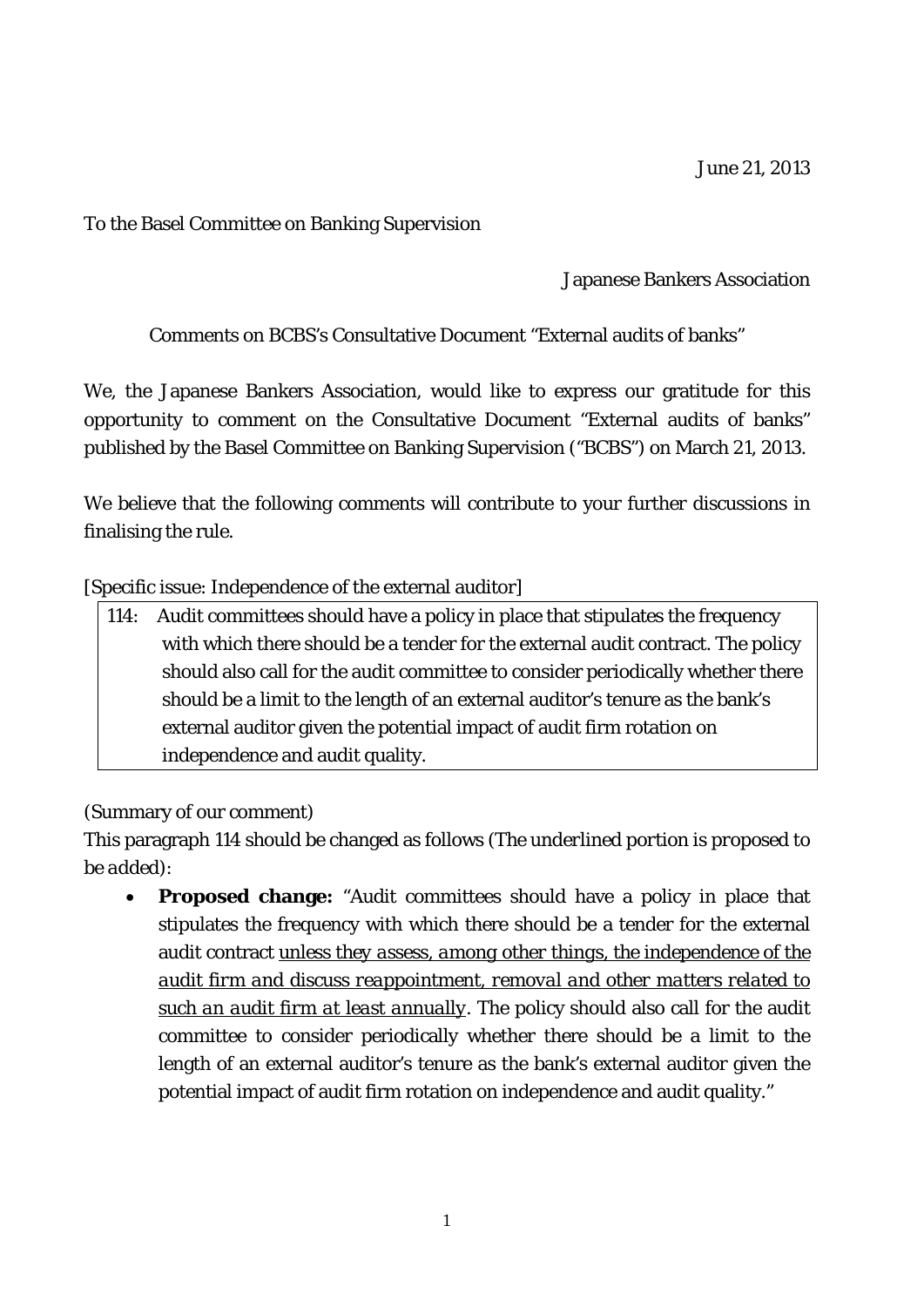June 21, 2013

To the Basel Committee on Banking Supervision

Japanese Bankers Association

Comments on BCBS's Consultative Document "External audits of banks"

We, the Japanese Bankers Association, would like to express our gratitude for this opportunity to comment on the Consultative Document "External audits of banks" published by the Basel Committee on Banking Supervision ("BCBS") on March 21, 2013.

We believe that the following comments will contribute to your further discussions in finalising the rule.

[Specific issue: Independence of the external auditor]

| 114: Audit committees should have a policy in place that stipulates the frequency with which there should be a tender for the external audit contract. The policy should also call for the audit committee to consider periodically whether there should be a limit to the length of an external auditor's tenure as the bank's external auditor given the potential impact of audit firm rotation on independence and audit quality. |
|---|

(Summary of our comment)

This paragraph 114 should be changed as follows (*The underlined portion is proposed to be added*):

- **Proposed change:** "Audit committees should have a policy in place that stipulates the frequency with which there should be a tender for the external audit contract <u>*unless they assess, among other things, the independence of the audit firm and discuss reappointment, removal and other matters related to such an audit firm at least annually*</u>. The policy should also call for the audit committee to consider periodically whether there should be a limit to the length of an external auditor's tenure as the bank's external auditor given the potential impact of audit firm rotation on independence and audit quality."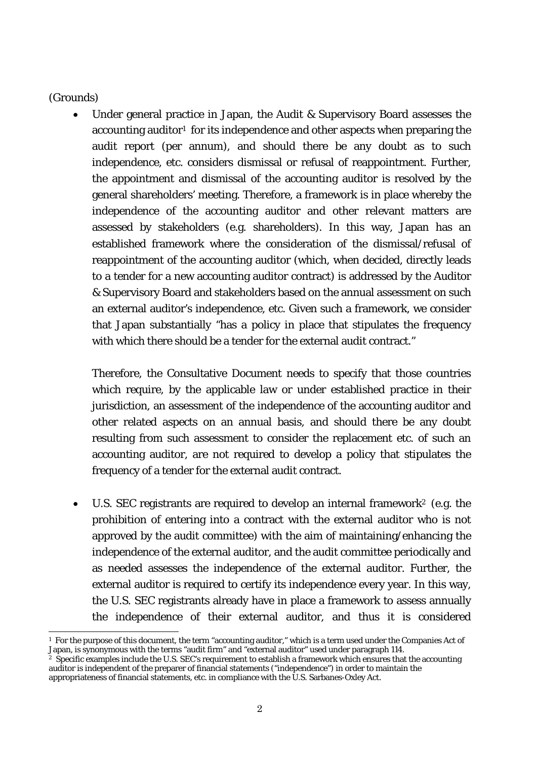(Grounds)

- Under general practice in Japan, the Audit & Supervisory Board assesses the accounting auditor[1] for its independence and other aspects when preparing the audit report (per annum), and should there be any doubt as to such independence, etc. considers dismissal or refusal of reappointment. Further, the appointment and dismissal of the accounting auditor is resolved by the general shareholders' meeting. Therefore, a framework is in place whereby the independence of the accounting auditor and other relevant matters are assessed by stakeholders (e.g. shareholders). In this way, Japan has an established framework where the consideration of the dismissal/refusal of reappointment of the accounting auditor (which, when decided, directly leads to a tender for a new accounting auditor contract) is addressed by the Auditor & Supervisory Board and stakeholders based on the annual assessment on such an external auditor's independence, etc. Given such a framework, we consider that Japan substantially "has a policy in place that stipulates the frequency with which there should be a tender for the external audit contract."

  Therefore, the Consultative Document needs to specify that those countries which require, by the applicable law or under established practice in their jurisdiction, an assessment of the independence of the accounting auditor and other related aspects on an annual basis, and should there be any doubt resulting from such assessment to consider the replacement etc. of such an accounting auditor, are not required to develop a policy that stipulates the frequency of a tender for the external audit contract.

- U.S. SEC registrants are required to develop an internal framework[2] (e.g. the prohibition of entering into a contract with the external auditor who is not approved by the audit committee) with the aim of maintaining/enhancing the independence of the external auditor, and the audit committee periodically and as needed assesses the independence of the external auditor. Further, the external auditor is required to certify its independence every year. In this way, the U.S. SEC registrants already have in place a framework to assess annually the independence of their external auditor, and thus it is considered

---

[1] For the purpose of this document, the term "accounting auditor," which is a term used under the Companies Act of Japan, is synonymous with the terms "audit firm" and "external auditor" used under paragraph 114.

[2] Specific examples include the U.S. SEC's requirement to establish a framework which ensures that the accounting auditor is independent of the preparer of financial statements ("independence") in order to maintain the appropriateness of financial statements, etc. in compliance with the U.S. Sarbanes-Oxley Act.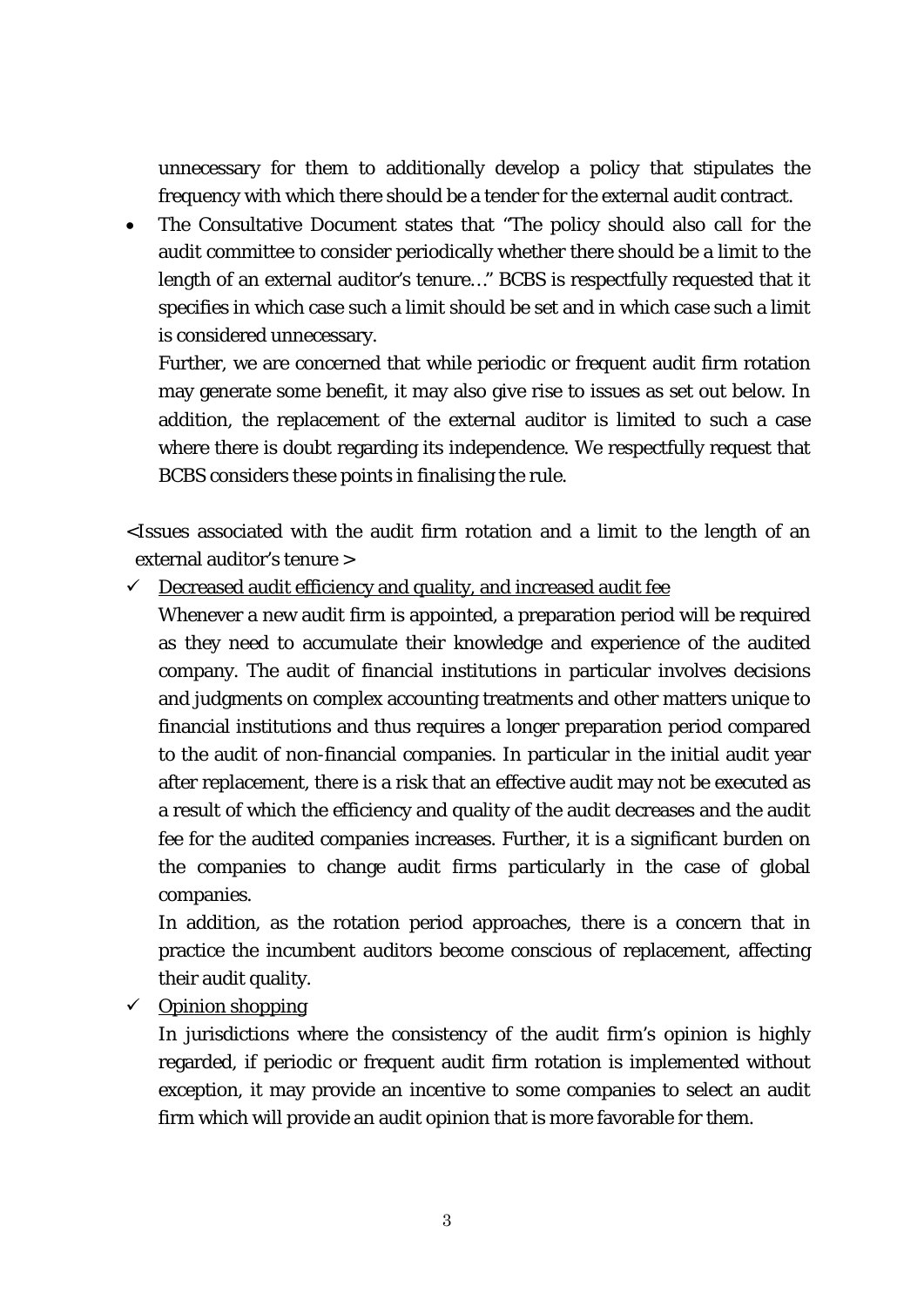unnecessary for them to additionally develop a policy that stipulates the frequency with which there should be a tender for the external audit contract.

- The Consultative Document states that "The policy should also call for the audit committee to consider periodically whether there should be a limit to the length of an external auditor's tenure…" BCBS is respectfully requested that it specifies in which case such a limit should be set and in which case such a limit is considered unnecessary.

  Further, we are concerned that while periodic or frequent audit firm rotation may generate some benefit, it may also give rise to issues as set out below. In addition, the replacement of the external auditor is limited to such a case where there is doubt regarding its independence. We respectfully request that BCBS considers these points in finalising the rule.

<Issues associated with the audit firm rotation and a limit to the length of an external auditor's tenure >

- ✓ Decreased audit efficiency and quality, and increased audit fee

  Whenever a new audit firm is appointed, a preparation period will be required as they need to accumulate their knowledge and experience of the audited company. The audit of financial institutions in particular involves decisions and judgments on complex accounting treatments and other matters unique to financial institutions and thus requires a longer preparation period compared to the audit of non-financial companies. In particular in the initial audit year after replacement, there is a risk that an effective audit may not be executed as a result of which the efficiency and quality of the audit decreases and the audit fee for the audited companies increases. Further, it is a significant burden on the companies to change audit firms particularly in the case of global companies.

  In addition, as the rotation period approaches, there is a concern that in practice the incumbent auditors become conscious of replacement, affecting their audit quality.

- ✓ Opinion shopping

  In jurisdictions where the consistency of the audit firm's opinion is highly regarded, if periodic or frequent audit firm rotation is implemented without exception, it may provide an incentive to some companies to select an audit firm which will provide an audit opinion that is more favorable for them.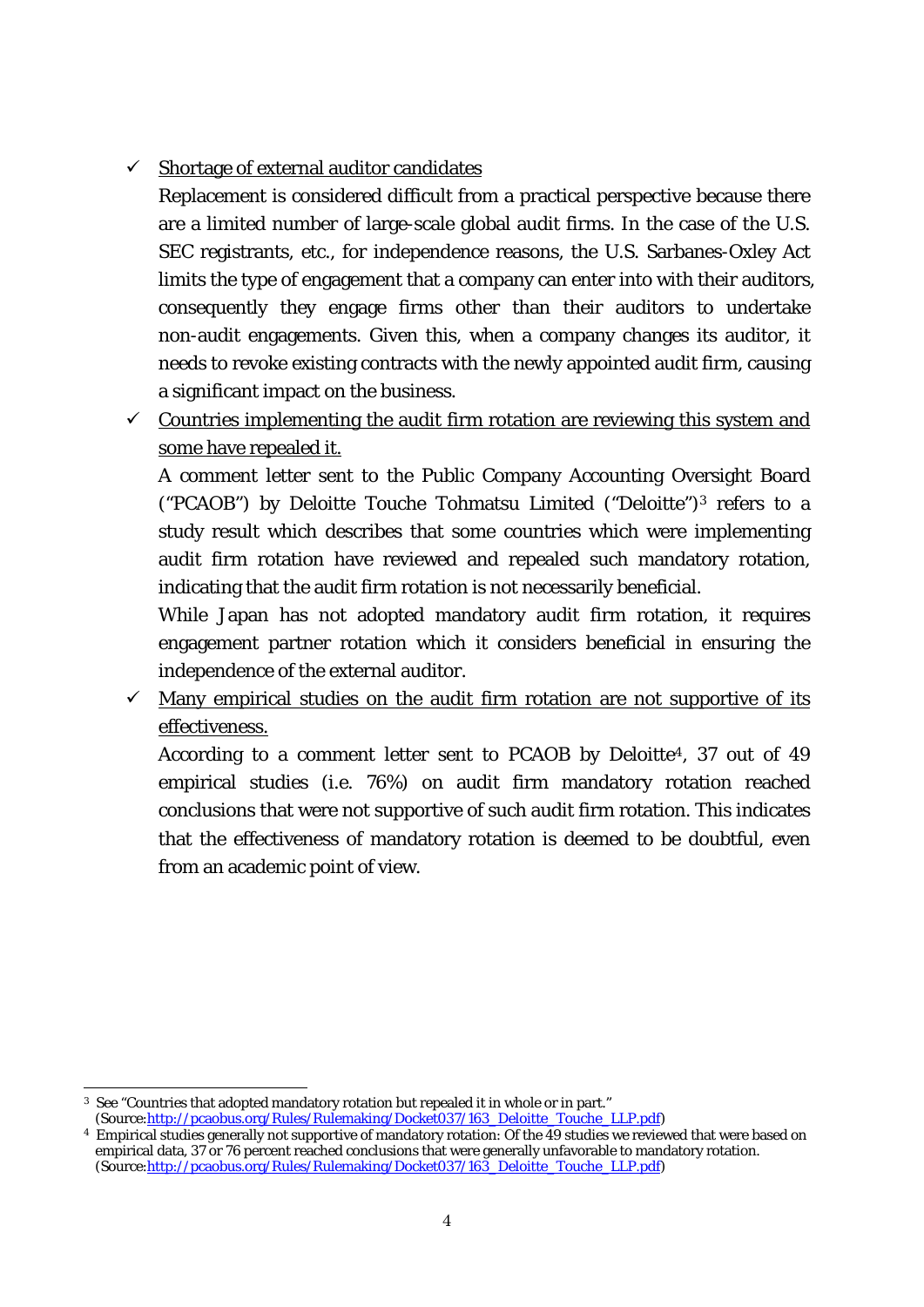- ✓ Shortage of external auditor candidates

  Replacement is considered difficult from a practical perspective because there are a limited number of large-scale global audit firms. In the case of the U.S. SEC registrants, etc., for independence reasons, the U.S. Sarbanes-Oxley Act limits the type of engagement that a company can enter into with their auditors, consequently they engage firms other than their auditors to undertake non-audit engagements. Given this, when a company changes its auditor, it needs to revoke existing contracts with the newly appointed audit firm, causing a significant impact on the business.

- ✓ Countries implementing the audit firm rotation are reviewing this system and some have repealed it.

  A comment letter sent to the Public Company Accounting Oversight Board ("PCAOB") by Deloitte Touche Tohmatsu Limited ("Deloitte")[3] refers to a study result which describes that some countries which were implementing audit firm rotation have reviewed and repealed such mandatory rotation, indicating that the audit firm rotation is not necessarily beneficial.

  While Japan has not adopted mandatory audit firm rotation, it requires engagement partner rotation which it considers beneficial in ensuring the independence of the external auditor.

- ✓ Many empirical studies on the audit firm rotation are not supportive of its effectiveness.

  According to a comment letter sent to PCAOB by Deloitte[4], 37 out of 49 empirical studies (i.e. 76%) on audit firm mandatory rotation reached conclusions that were not supportive of such audit firm rotation. This indicates that the effectiveness of mandatory rotation is deemed to be doubtful, even from an academic point of view.

---

[3] See "Countries that adopted mandatory rotation but repealed it in whole or in part."
(Source:http://pcaobus.org/Rules/Rulemaking/Docket037/163_Deloitte_Touche_LLP.pdf)

[4] Empirical studies generally not supportive of mandatory rotation: Of the 49 studies we reviewed that were based on empirical data, 37 or 76 percent reached conclusions that were generally unfavorable to mandatory rotation.
(Source:http://pcaobus.org/Rules/Rulemaking/Docket037/163_Deloitte_Touche_LLP.pdf)